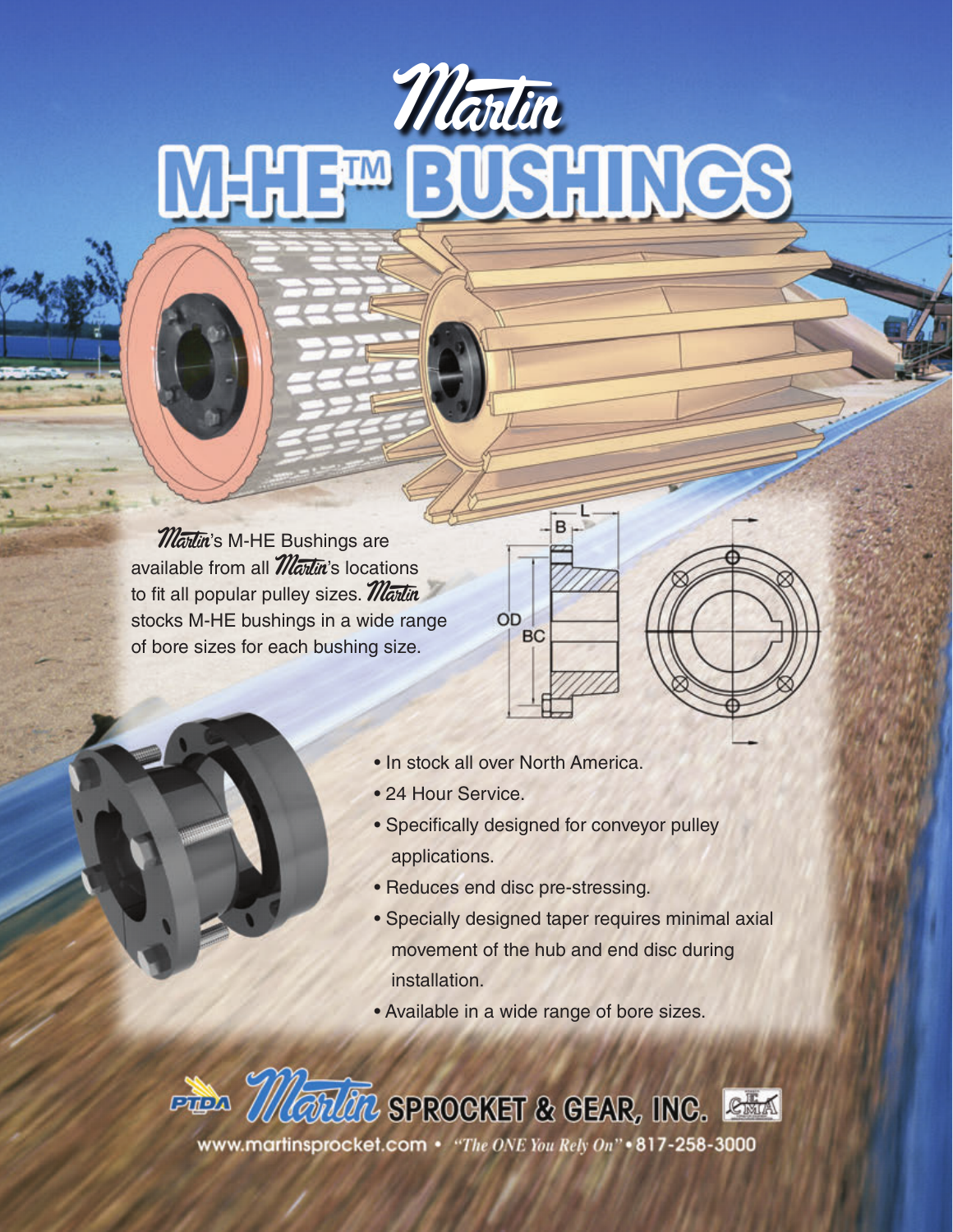# Martin M-HE™ BUSHINGS

Martin's M-HE Bushings are available from all Martin's locations to fit all popular pulley sizes. Martin stocks M-HE bushings in a wide range of bore sizes for each bushing size.

- In stock all over North America.
- 24 Hour Service.
- Specifically designed for conveyor pulley applications.
- Reduces end disc pre-stressing.
- Specially designed taper requires minimal axial movement of the hub and end disc during installation.
- Available in a wide range of bore sizes.

**Martin SPROCKET & GEAR, INC.**

www.martinsprocket.com • *"The ONE You Rely On"* • 817-258-3000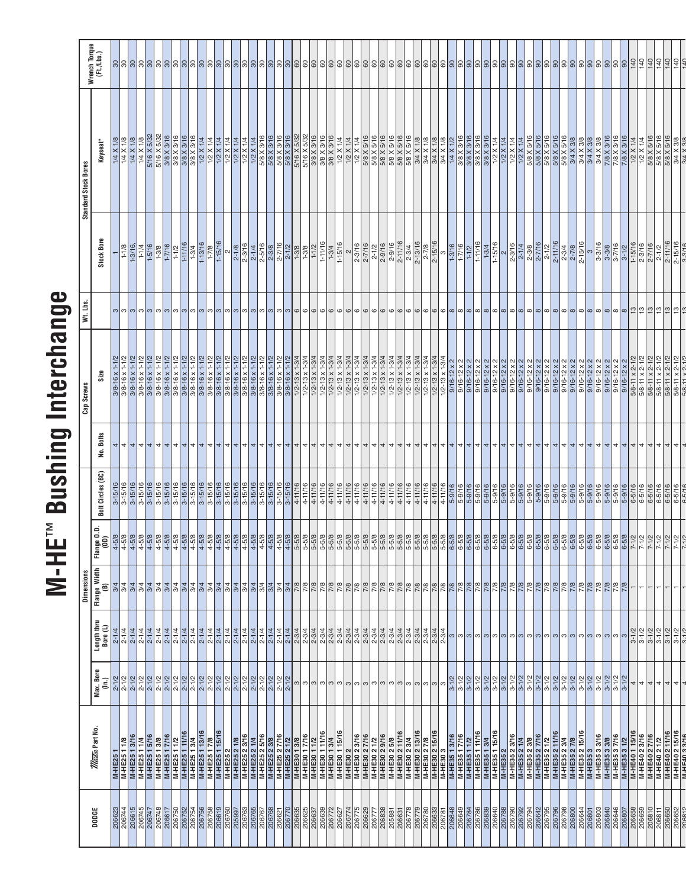# M-HE™ Bushing Interchange

| DODGE | *Martin* Part No. | Dimensions | | | | | | Cap Screws | Wt. Lbs. | Standard Stock Bores | | Wrench Torque (Ft./Lbs.) |
|---|---|---|---|---|---|---|---|---|---|---|---|---|
| | | Max. Bore (In.) | Length thru Bore (L) | Flange Width (B) | Flange O.D. (OD) | Bolt Circles (BC) | No. Bolts | Size | | Stock Bore | Keyseat* | |
| 206623 | M-HE25 1 | 2-1/2 | 2-1/4 | 3/4 | 4-5/8 | 3-15/16 | 4 | 3/8-16 x 1-1/2 | 3 | 1 | 1/4 X 1/8 | 30 |
| 206724 | M-HE25 1 1/8 | 2-1/2 | 2-1/4 | 3/4 | 4-5/8 | 3-15/16 | 4 | 3/8-16 x 1-1/2 | 3 | 1-1/8 | 1/4 X 1/8 | 30 |
| 206615 | M-HE25 1 3/16 | 2-1/2 | 2-1/4 | 3/4 | 4-5/8 | 3-15/16 | 4 | 3/8-16 x 1-1/2 | 3 | 1-3/16 | 1/4 X 1/8 | 30 |
| 206745 | M-HE25 1 1/4 | 2-1/2 | 2-1/4 | 3/4 | 4-5/8 | 3-15/16 | 4 | 3/8-16 x 1-1/2 | 3 | 1-1/4 | 1/4 X 1/8 | 30 |
| 206747 | M-HE25 1 5/16 | 2-1/2 | 2-1/4 | 3/4 | 4-5/8 | 3-15/16 | 4 | 3/8-16 x 1-1/2 | 3 | 1-5/16 | 5/16 X 5/32 | 30 |
| 206748 | M-HE25 1 3/8 | 2-1/2 | 2-1/4 | 3/4 | 4-5/8 | 3-15/16 | 4 | 3/8-16 x 1-1/2 | 3 | 1-3/8 | 5/16 X 5/32 | 30 |
| 206617 | M-HE25 1 7/16 | 2-1/2 | 2-1/4 | 3/4 | 4-5/8 | 3-15/16 | 4 | 3/8-16 x 1-1/2 | 3 | 1-7/16 | 3/8 X 3/16 | 30 |
| 206750 | M-HE25 1 1/2 | 2-1/2 | 2-1/4 | 3/4 | 4-5/8 | 3-15/16 | 4 | 3/8-16 x 1-1/2 | 3 | 1-1/2 | 3/8 X 3/16 | 30 |
| 206752 | M-HE25 1 11/16 | 2-1/2 | 2-1/4 | 3/4 | 4-5/8 | 3-15/16 | 4 | 3/8-16 x 1-1/2 | 3 | 1-11/16 | 3/8 X 3/16 | 30 |
| 206754 | M-HE25 1 3/4 | 2-1/2 | 2-1/4 | 3/4 | 4-5/8 | 3-15/16 | 4 | 3/8-16 x 1-1/2 | 3 | 1-3/4 | 3/8 X 3/16 | 30 |
| 206756 | M-HE25 1 13/16 | 2-1/2 | 2-1/4 | 3/4 | 4-5/8 | 3-15/16 | 4 | 3/8-16 x 1-1/2 | 3 | 1-13/16 | 1/2 X 1/4 | 30 |
| 206758 | M-HE25 1 7/8 | 2-1/2 | 2-1/4 | 3/4 | 4-5/8 | 3-15/16 | 4 | 3/8-16 x 1-1/2 | 3 | 1-7/8 | 1/2 X 1/4 | 30 |
| 206619 | M-HE25 1 15/16 | 2-1/2 | 2-1/4 | 3/4 | 4-5/8 | 3-15/16 | 4 | 3/8-16 x 1-1/2 | 3 | 1-15/16 | 1/2 X 1/4 | 30 |
| 206760 | M-HE25 2 | 2-1/2 | 2-1/4 | 3/4 | 4-5/8 | 3-15/16 | 4 | 3/8-16 x 1-1/2 | 3 | 2 | 1/2 X 1/4 | 30 |
| 205997 | M-HE25 2 1/8 | 2-1/2 | 2-1/4 | 3/4 | 4-5/8 | 3-15/16 | 4 | 3/8-16 x 1-1/2 | 3 | 2-1/8 | 1/2 X 1/4 | 30 |
| 206763 | M-HE25 2 3/16 | 2-1/2 | 2-1/4 | 3/4 | 4-5/8 | 3-15/16 | 4 | 3/8-16 x 1-1/2 | 3 | 2-3/16 | 1/2 X 1/4 | 30 |
| 206765 | M-HE25 2 1/4 | 2-1/2 | 2-1/4 | 3/4 | 4-5/8 | 3-15/16 | 4 | 3/8-16 x 1-1/2 | 3 | 2-1/4 | 1/2 X 1/4 | 30 |
| 206767 | M-HE25 2 5/16 | 2-1/2 | 2-1/4 | 3/4 | 4-5/8 | 3-15/16 | 4 | 3/8-16 x 1-1/2 | 3 | 2-5/16 | 5/8 X 3/16 | 30 |
| 206768 | M-HE25 2 3/8 | 2-1/2 | 2-1/4 | 3/4 | 4-5/8 | 3-15/16 | 4 | 3/8-16 x 1-1/2 | 3 | 2-3/8 | 5/8 X 3/16 | 30 |
| 206621 | M-HE25 2 7/16 | 2-1/2 | 2-1/4 | 3/4 | 4-5/8 | 3-15/16 | 4 | 3/8-16 x 1-1/2 | 3 | 2-7/16 | 5/8 X 3/16 | 30 |
| 206770 | M-HE25 2 1/2 | 2-1/2 | 2-1/4 | 3/4 | 4-5/8 | 3-15/16 | 4 | 3/8-16 x 1-1/2 | 3 | 2-1/2 | 5/8 X 3/16 | 30 |
| 206635 | M-HE30 1 3/8 | 3 | 2-3/4 | 7/8 | 5-5/8 | 4-11/16 | 4 | 1/2-13 x 1-3/4 | 6 | 1-3/8 | 5/16 X 5/32 | 60 |
| 206625 | M-HE30 1 7/16 | 3 | 2-3/4 | 7/8 | 5-5/8 | 4-11/16 | 4 | 1/2-13 x 1-3/4 | 6 | 1-7/16 | 5/16 X 5/32 | 60 |
| 206637 | M-HE30 1 1/2 | 3 | 2-3/4 | 7/8 | 5-5/8 | 4-11/16 | 4 | 1/2-13 x 1-3/4 | 6 | 1-1/2 | 3/8 X 3/16 | 60 |
| 206639 | M-HE30 1 11/16 | 3 | 2-3/4 | 7/8 | 5-5/8 | 4-11/16 | 4 | 1/2-13 x 1-3/4 | 6 | 1-11/16 | 3/8 X 3/16 | 60 |
| 206772 | M-HE30 1 3/4 | 3 | 2-3/4 | 7/8 | 5-5/8 | 4-11/16 | 4 | 1/2-13 x 1-3/4 | 6 | 1-3/4 | 3/8 X 3/16 | 60 |
| 206627 | M-HE30 1 15/16 | 3 | 2-3/4 | 7/8 | 5-5/8 | 4-11/16 | 4 | 1/2-13 x 1-3/4 | 6 | 1-15/16 | 1/2 X 1/4 | 60 |
| 206774 | M-HE30 2 | 3 | 2-3/4 | 7/8 | 5-5/8 | 4-11/16 | 4 | 1/2-13 x 1-3/4 | 6 | 2 | 1/2 X 1/4 | 60 |
| 206775 | M-HE30 2 3/16 | 3 | 2-3/4 | 7/8 | 5-5/8 | 4-11/16 | 4 | 1/2-13 x 1-3/4 | 6 | 2-3/16 | 1/2 X 1/4 | 60 |
| 206629 | M-HE30 2 7/16 | 3 | 2-3/4 | 7/8 | 5-5/8 | 4-11/16 | 4 | 1/2-13 x 1-3/4 | 6 | 2-7/16 | 5/8 X 5/16 | 60 |
| 206777 | M-HE30 2 1/2 | 3 | 2-3/4 | 7/8 | 5-5/8 | 4-11/16 | 4 | 1/2-13 x 1-3/4 | 6 | 2-1/2 | 5/8 X 5/16 | 60 |
| 206838 | M-HE30 2 9/16 | 3 | 2-3/4 | 7/8 | 5-5/8 | 4-11/16 | 4 | 1/2-13 x 1-3/4 | 6 | 2-9/16 | 5/8 X 5/16 | 60 |
| 205881 | M-HE30 2 5/8 | 3 | 2-3/4 | 7/8 | 5-5/8 | 4-11/16 | 4 | 1/2-13 x 1-3/4 | 6 | 2-5/8 | 5/8 X 5/16 | 60 |
| 206631 | M-HE30 2 11/16 | 3 | 2-3/4 | 7/8 | 5-5/8 | 4-11/16 | 4 | 1/2-13 x 1-3/4 | 6 | 2-11/16 | 5/8 X 5/16 | 60 |
| 206778 | M-HE30 2 3/4 | 3 | 2-3/4 | 7/8 | 5-5/8 | 4-11/16 | 4 | 1/2-13 x 1-3/4 | 6 | 2-3/4 | 5/8 X 5/16 | 60 |
| 206779 | M-HE30 2 13/16 | 3 | 2-3/4 | 7/8 | 5-5/8 | 4-11/16 | 4 | 1/2-13 x 1-3/4 | 6 | 2-13/16 | 3/4 X 1/8 | 60 |
| 206780 | M-HE30 2 7/8 | 3 | 2-3/4 | 7/8 | 5-5/8 | 4-11/16 | 4 | 1/2-13 x 1-3/4 | 6 | 2-7/8 | 3/4 X 1/8 | 60 |
| 206633 | M-HE30 2 15/16 | 3 | 2-3/4 | 7/8 | 5-5/8 | 4-11/16 | 4 | 1/2-13 x 1-3/4 | 6 | 2-15/16 | 3/4 X 1/8 | 60 |
| 206781 | M-HE30 3 | 3 | 2-3/4 | 7/8 | 5-5/8 | 4-11/16 | 4 | 1/2-13 x 1-3/4 | 6 | 3 | 3/4 X 1/8 | 60 |
| 206648 | M-HE35 1 3/16 | 3-1/2 | 3 | 7/8 | 6-5/8 | 5-9/16 | 4 | 9/16-12 x 2 | 8 | 1-3/16 | 1/4 X 1/2 | 90 |
| 206649 | M-HE35 1 7/16 | 3-1/2 | 3 | 7/8 | 6-5/8 | 5-9/16 | 4 | 9/16-12 x 2 | 8 | 1-7/16 | 3/8 X 3/16 | 90 |
| 206784 | M-HE35 1 1/2 | 3-1/2 | 3 | 7/8 | 6-5/8 | 5-9/16 | 4 | 9/16-12 x 2 | 8 | 1-1/2 | 3/8 X 3/16 | 90 |
| 206786 | M-HE35 1 11/16 | 3-1/2 | 3 | 7/8 | 6-5/8 | 5-9/16 | 4 | 9/16-12 x 2 | 8 | 1-11/16 | 3/8 X 3/16 | 90 |
| 206839 | M-HE35 1 3/4 | 3-1/2 | 3 | 7/8 | 6-5/8 | 5-9/16 | 4 | 9/16-12 x 2 | 8 | 1-3/4 | 3/8 X 3/16 | 90 |
| 206640 | M-HE35 1 15/16 | 3-1/2 | 3 | 7/8 | 6-5/8 | 5-9/16 | 4 | 9/16-12 x 2 | 8 | 1-15/16 | 1/2 X 1/4 | 90 |
| 206788 | M-HE35 2 | 3-1/2 | 3 | 7/8 | 6-5/8 | 5-9/16 | 4 | 9/16-12 x 2 | 8 | 2 | 1/2 X 1/4 | 90 |
| 206790 | M-HE35 2 3/16 | 3-1/2 | 3 | 7/8 | 6-5/8 | 5-9/16 | 4 | 9/16-12 x 2 | 8 | 2-3/16 | 1/2 X 1/4 | 90 |
| 206792 | M-HE35 2 1/4 | 3-1/2 | 3 | 7/8 | 6-5/8 | 5-9/16 | 4 | 9/16-12 x 2 | 8 | 2-1/4 | 1/2 X 1/4 | 90 |
| 206794 | M-HE35 2 3/8 | 3-1/2 | 3 | 7/8 | 6-5/8 | 5-9/16 | 4 | 9/16-12 x 2 | 8 | 2-3/8 | 5/8 X 5/16 | 90 |
| 206642 | M-HE35 2 7/16 | 3-1/2 | 3 | 7/8 | 6-5/8 | 5-9/16 | 4 | 9/16-12 x 2 | 8 | 2-7/16 | 5/8 X 5/16 | 90 |
| 206795 | M-HE35 2 1/2 | 3-1/2 | 3 | 7/8 | 6-5/8 | 5-9/16 | 4 | 9/16-12 x 2 | 8 | 2-1/2 | 5/8 X 5/16 | 90 |
| 206796 | M-HE35 2 11/16 | 3-1/2 | 3 | 7/8 | 6-5/8 | 5-9/16 | 4 | 9/16-12 x 2 | 8 | 2-11/16 | 5/8 X 5/16 | 90 |
| 206798 | M-HE35 2 3/4 | 3-1/2 | 3 | 7/8 | 6-5/8 | 5-9/16 | 4 | 9/16-12 x 2 | 8 | 2-3/4 | 5/8 X 5/16 | 90 |
| 206800 | M-HE35 2 7/8 | 3-1/2 | 3 | 7/8 | 6-5/8 | 5-9/16 | 4 | 9/16-12 x 2 | 8 | 2-7/8 | 3/4 X 3/8 | 90 |
| 206644 | M-HE35 2 15/16 | 3-1/2 | 3 | 7/8 | 6-5/8 | 5-9/16 | 4 | 9/16-12 x 2 | 8 | 2-15/16 | 3/4 X 3/8 | 90 |
| 206801 | M-HE35 3 | 3-1/2 | 3 | 7/8 | 6-5/8 | 5-9/16 | 4 | 9/16-12 x 2 | 8 | 3 | 3/4 X 3/8 | 90 |
| 206803 | M-HE35 3 3/16 | 3-1/2 | 3 | 7/8 | 6-5/8 | 5-9/16 | 4 | 9/16-12 x 2 | 8 | 3-3/16 | 3/4 X 3/8 | 90 |
| 206840 | M-HE35 3 3/8 | 3-1/2 | 3 | 7/8 | 6-5/8 | 5-9/16 | 4 | 9/16-12 x 2 | 8 | 3-3/8 | 7/8 X 3/16 | 90 |
| 206646 | M-HE35 3 7/16 | 3-1/2 | 3 | 7/8 | 6-5/8 | 5-9/16 | 4 | 9/16-12 x 2 | 8 | 3-7/16 | 7/8 X 3/16 | 90 |
| 206807 | M-HE35 3 1/2 | 3-1/2 | 3 | 7/8 | 6-5/8 | 5-9/16 | 4 | 9/16-12 x 2 | 8 | 3-1/2 | 7/8 X 3/16 | 90 |
| 206658 | M-HE40 1 15/16 | 4 | 3-1/2 | 1 | 7-1/2 | 6-5/16 | 4 | 5/8-11 x 2-1/2 | 13 | 1-15/16 | 1/2 X 1/4 | 140 |
| 206659 | M-HE40 2 3/16 | 4 | 3-1/2 | 1 | 7-1/2 | 6-5/16 | 4 | 5/8-11 x 2-1/2 | 13 | 2-3/16 | 1/2 X 1/4 | 140 |
| 206810 | M-HE40 2 7/16 | 4 | 3-1/2 | 1 | 7-1/2 | 6-5/16 | 4 | 5/8-11 x 2-1/2 | 13 | 2-7/16 | 5/8 X 5/16 | 140 |
| 206811 | M-HE40 2 1/2 | 4 | 3-1/2 | 1 | 7-1/2 | 6-5/16 | 4 | 5/8-11 x 2-1/2 | 13 | 2-1/2 | 5/8 X 5/16 | 140 |
| 206650 | M-HE40 2 11/16 | 4 | 3-1/2 | 1 | 7-1/2 | 6-5/16 | 4 | 5/8-11 x 2-1/2 | 13 | 2-11/16 | 5/8 X 5/16 | 140 |
| 206652 | M-HE40 2 15/16 | 4 | 3-1/2 | 1 | 7-1/2 | 6-5/16 | 4 | 5/8-11 x 2-1/2 | 13 | 2-15/16 | 3/4 X 3/8 | 140 |
| 206812 | M-HE40 3 3/16 | 4 | 3-1/2 | 1 | 7-1/2 | 6-5/16 | 4 | 5/8-11 x 2-1/2 | 13 | 3-3/16 | 3/4 X 3/8 | 140 |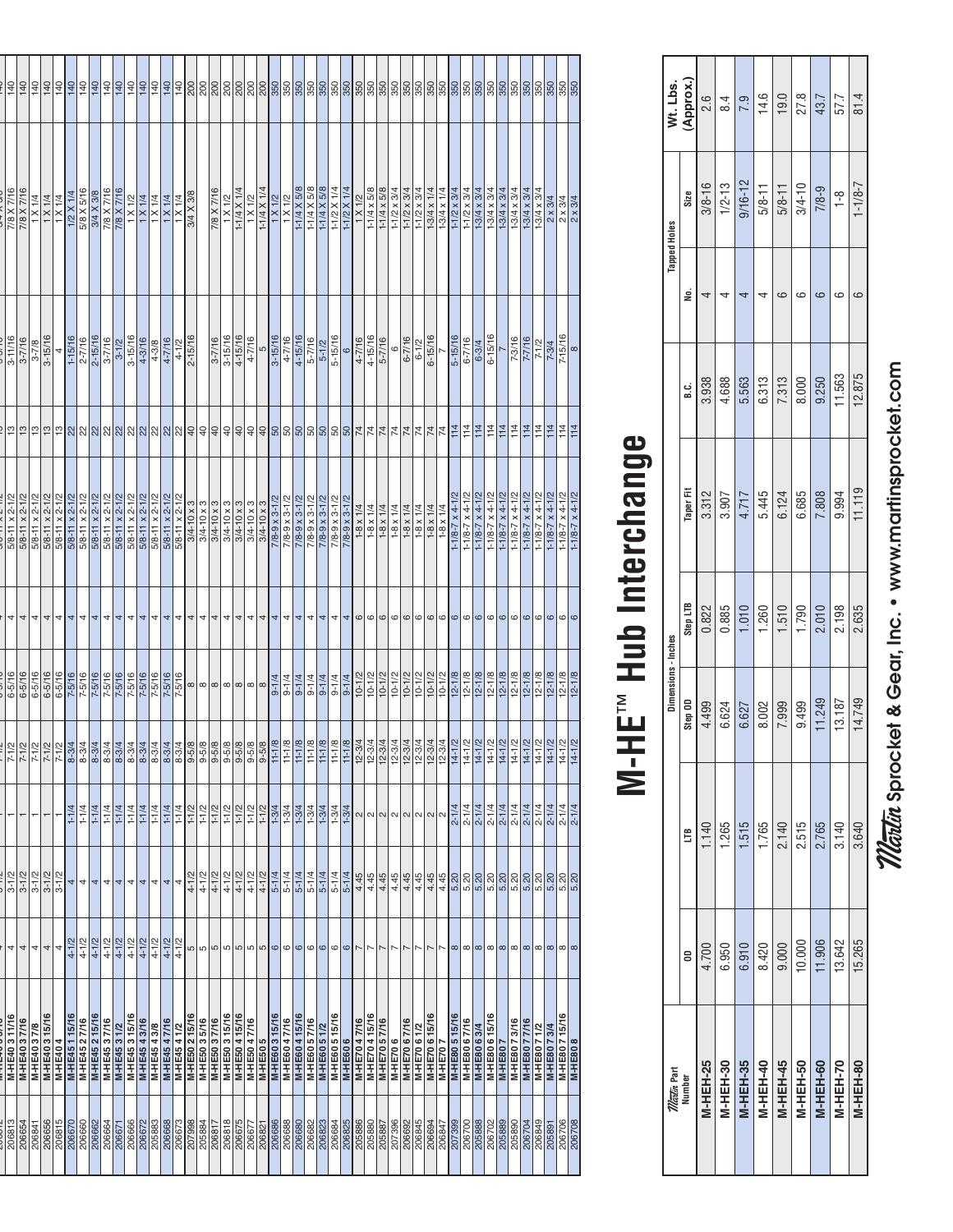| | | | | | | | | | | | |
|---|---|---|---|---|---|---|---|---|---|---|---|
| 206813 | M-HE40 3 11/16 | 4 | 3-1/2 | 1 | 7-1/2 | 6-5/16 | 4 | 5/8-11 x 2-1/2 | 13 | 3-11/16 | 7/8 X 7/16 | 140 |
| 206654 | M-HE40 3 7/16 | 4 | 3-1/2 | 1 | 7-1/2 | 6-5/16 | 4 | 5/8-11 x 2-1/2 | 13 | 3-7/16 | 7/8 X 7/16 | 140 |
| 206841 | M-HE40 3 7/8 | 4 | 3-1/2 | 1 | 7-1/2 | 6-5/16 | 4 | 5/8-11 x 2-1/2 | 13 | 3-7/8 | 1 X 1/4 | 140 |
| 206656 | M-HE40 3 15/16 | 4 | 3-1/2 | 1 | 7-1/2 | 6-5/16 | 4 | 5/8-11 x 2-1/2 | 13 | 3-15/16 | 1 X 1/4 | 140 |
| 206815 | M-HE40 4 | 4 | 3-1/2 | 1 | 7-1/2 | 6-5/16 | 4 | 5/8-11 x 2-1/2 | 13 | 4 | 1 X 1/4 | 140 |
| 206670 | M-HE45 1 15/16 | 4-1/2 | 4 | 1-1/4 | 8-3/4 | 7-5/16 | 4 | 5/8-11 x 2-1/2 | 22 | 1-15/16 | 1/2 X 1/4 | 140 |
| 206660 | M-HE45 2 7/16 | 4-1/2 | 4 | 1-1/4 | 8-3/4 | 7-5/16 | 4 | 5/8-11 x 2-1/2 | 22 | 2-7/16 | 5/8 X 5/16 | 140 |
| 206662 | M-HE45 2 15/16 | 4-1/2 | 4 | 1-1/4 | 8-3/4 | 7-5/16 | 4 | 5/8-11 x 2-1/2 | 22 | 2-15/16 | 3/4 X 3/8 | 140 |
| 206664 | M-HE45 3 7/16 | 4-1/2 | 4 | 1-1/4 | 8-3/4 | 7-5/16 | 4 | 5/8-11 x 2-1/2 | 22 | 3-7/16 | 7/8 X 7/16 | 140 |
| 206671 | M-HE45 3 1/2 | 4-1/2 | 4 | 1-1/4 | 8-3/4 | 7-5/16 | 4 | 5/8-11 x 2-1/2 | 22 | 3-1/2 | 7/8 X 7/16 | 140 |
| 206666 | M-HE45 3 15/16 | 4-1/2 | 4 | 1-1/4 | 8-3/4 | 7-5/16 | 4 | 5/8-11 x 2-1/2 | 22 | 3-15/16 | 1 X 1/2 | 140 |
| 206672 | M-HE45 4 3/16 | 4-1/2 | 4 | 1-1/4 | 8-3/4 | 7-5/16 | 4 | 5/8-11 x 2-1/2 | 22 | 4-3/16 | 1 X 1/4 | 140 |
| 205883 | M-HE45 4 3/8 | 4-1/2 | 4 | 1-1/4 | 8-3/4 | 7-5/16 | 4 | 5/8-11 x 2-1/2 | 22 | 4-3/8 | 1 X 1/4 | 140 |
| 206668 | M-HE45 4 7/16 | 4-1/2 | 4 | 1-1/4 | 8-3/4 | 7-5/16 | 4 | 5/8-11 x 2-1/2 | 22 | 4-7/16 | 1 X 1/4 | 140 |
| 206673 | M-HE45 4 1/2 | 4-1/2 | 4 | 1-1/4 | 8-3/4 | 7-5/16 | 4 | 5/8-11 x 2-1/2 | 22 | 4-1/2 | 1 X 1/4 | 140 |
| 207998 | M-HE50 2 15/16 | 5 | 4-1/2 | 1-1/2 | 9-5/8 | 8 | 4 | 3/4-10 x 3 | 40 | 2-15/16 | 3/4 X 3/8 | 200 |
| 205884 | M-HE50 3 5/16 | 5 | 4-1/2 | 1-1/2 | 9-5/8 | 8 | 4 | 3/4-10 x 3 | 40 | | | 200 |
| 206817 | M-HE50 3 7/16 | 5 | 4-1/2 | 1-1/2 | 9-5/8 | 8 | 4 | 3/4-10 x 3 | 40 | 3-7/16 | 7/8 X 7/16 | 200 |
| 206818 | M-HE50 3 15/16 | 5 | 4-1/2 | 1-1/2 | 9-5/8 | 8 | 4 | 3/4-10 x 3 | 40 | 3-15/16 | 1 X 1/2 | 200 |
| 206675 | M-HE50 4 15/16 | 5 | 4-1/2 | 1-1/2 | 9-5/8 | 8 | 4 | 3/4-10 x 3 | 40 | 4-15/16 | 1-1/4 X 1/4 | 200 |
| 206677 | M-HE50 4 7/16 | 5 | 4-1/2 | 1-1/2 | 9-5/8 | 8 | 4 | 3/4-10 x 3 | 40 | 4-7/16 | 1 X 1/2 | 200 |
| 206821 | M-HE50 5 | 5 | 4-1/2 | 1-1/2 | 9-5/8 | 8 | 4 | 3/4-10 x 3 | 40 | 5 | 1-1/4 X 1/4 | 200 |
| 206686 | M-HE60 3 15/16 | 6 | 5-1/4 | 1-3/4 | 11-1/8 | 9-1/4 | 4 | 7/8-9 x 3-1/2 | 50 | 3-15/16 | 1 X 1/2 | 350 |
| 206688 | M-HE60 4 7/16 | 6 | 5-1/4 | 1-3/4 | 11-1/8 | 9-1/4 | 4 | 7/8-9 x 3-1/2 | 50 | 4-7/16 | 1 X 1/2 | 350 |
| 206680 | M-HE60 4 15/16 | 6 | 5-1/4 | 1-3/4 | 11-1/8 | 9-1/4 | 4 | 7/8-9 x 3-1/2 | 50 | 4-15/16 | 1-1/4 X 5/8 | 350 |
| 206682 | M-HE60 5 7/16 | 6 | 5-1/4 | 1-3/4 | 11-1/8 | 9-1/4 | 4 | 7/8-9 x 3-1/2 | 50 | 5-7/16 | 1-1/4 X 5/8 | 350 |
| 206823 | M-HE60 5 1/2 | 6 | 5-1/4 | 1-3/4 | 11-1/8 | 9-1/4 | 4 | 7/8-9 x 3-1/2 | 50 | 5-1/2 | 1-1/4 X 5/8 | 350 |
| 206684 | M-HE60 5 15/16 | 6 | 5-1/4 | 1-3/4 | 11-1/8 | 9-1/4 | 4 | 7/8-9 x 3-1/2 | 50 | 5-15/16 | 1-1/2 X 1/4 | 350 |
| 206825 | M-HE60 6 | 6 | 5-1/4 | 1-3/4 | 11-1/8 | 9-1/4 | 4 | 7/8-9 x 3-1/2 | 50 | 6 | 1-1/2 X 1/4 | 350 |
| 205886 | M-HE70 4 7/16 | 7 | 4.45 | 2 | 12-3/4 | 10-1/2 | 6 | 1-8 x 1/4 | 74 | 4-7/16 | 1 X 1/2 | 350 |
| 205880 | M-HE70 4 15/16 | 7 | 4.45 | 2 | 12-3/4 | 10-1/2 | 6 | 1-8 x 1/4 | 74 | 4-15/16 | 1-1/4 x 5/8 | 350 |
| 205887 | M-HE70 5 7/16 | 7 | 4.45 | 2 | 12-3/4 | 10-1/2 | 6 | 1-8 x 1/4 | 74 | 5-7/16 | 1-1/4 x 5/8 | 350 |
| 207396 | M-HE70 6 | 7 | 4.45 | 2 | 12-3/4 | 10-1/2 | 6 | 1-8 x 1/4 | 74 | 6 | 1-1/2 x 3/4 | 350 |
| 206692 | M-HE70 6 7/16 | 7 | 4.45 | 2 | 12-3/4 | 10-1/2 | 6 | 1-8 x 1/4 | 74 | 6-7/16 | 1-1/2 x 3/4 | 350 |
| 206845 | M-HE70 6 1/2 | 7 | 4.45 | 2 | 12-3/4 | 10-1/2 | 6 | 1-8 x 1/4 | 74 | 6-1/2 | 1-1/2 x 3/4 | 350 |
| 206694 | M-HE70 6 15/16 | 7 | 4.45 | 2 | 12-3/4 | 10-1/2 | 6 | 1-8 x 1/4 | 74 | 6-15/16 | 1-3/4 x 1/4 | 350 |
| 206847 | M-HE70 7 | 7 | 4.45 | 2 | 12-3/4 | 10-1/2 | 6 | 1-8 x 1/4 | 74 | 7 | 1-3/4 x 1/4 | 350 |
| 207399 | M-HE80 5 15/16 | 8 | 5.20 | 2-1/4 | 14-1/2 | 12-1/8 | 6 | 1-1/8-7 x 4-1/2 | 114 | 5-15/16 | 1-1/2 x 3/4 | 350 |
| 206700 | M-HE80 6 7/16 | 8 | 5.20 | 2-1/4 | 14-1/2 | 12-1/8 | 6 | 1-1/8-7 x 4-1/2 | 114 | 6-7/16 | 1-1/2 x 3/4 | 350 |
| 205888 | M-HE80 6 3/4 | 8 | 5.20 | 2-1/4 | 14-1/2 | 12-1/8 | 6 | 1-1/8-7 x 4-1/2 | 114 | 6-3/4 | 1-3/4 x 3/4 | 350 |
| 206702 | M-HE80 6 15/16 | 8 | 5.20 | 2-1/4 | 14-1/2 | 12-1/8 | 6 | 1-1/8-7 x 4-1/2 | 114 | 6-15/16 | 1-3/4 x 3/4 | 350 |
| 205889 | M-HE80 7 | 8 | 5.20 | 2-1/4 | 14-1/2 | 12-1/8 | 6 | 1-1/8-7 x 4-1/2 | 114 | 7 | 1-3/4 x 3/4 | 350 |
| 205890 | M-HE80 7 3/16 | 8 | 5.20 | 2-1/4 | 14-1/2 | 12-1/8 | 6 | 1-1/8-7 x 4-1/2 | 114 | 7-3/16 | 1-3/4 x 3/4 | 350 |
| 206704 | M-HE80 7 7/16 | 8 | 5.20 | 2-1/4 | 14-1/2 | 12-1/8 | 6 | 1-1/8-7 x 4-1/2 | 114 | 7-7/16 | 1-3/4 x 3/4 | 350 |
| 206849 | M-HE80 7 1/2 | 8 | 5.20 | 2-1/4 | 14-1/2 | 12-1/8 | 6 | 1-1/8-7 x 4-1/2 | 114 | 7-1/2 | 1-3/4 x 3/4 | 350 |
| 205891 | M-HE80 7 3/4 | 8 | 5.20 | 2-1/4 | 14-1/2 | 12-1/8 | 6 | 1-1/8-7 x 4-1/2 | 114 | 7-3/4 | 2 x 3/4 | 350 |
| 206706 | M-HE80 7 15/16 | 8 | 5.20 | 2-1/4 | 14-1/2 | 12-1/8 | 6 | 1-1/8-7 x 4-1/2 | 114 | 7-15/16 | 2 x 3/4 | 350 |
| 206708 | M-HE80 8 | 8 | 5.20 | 2-1/4 | 14-1/2 | 12-1/8 | 6 | 1-1/8-7 x 4-1/2 | 114 | 8 | 2 x 3/4 | 350 |

# M-HE™ Hub Interchange

| Martin Part Number | Dimensions - Inches | | | | | | Tapped Holes | | Wt. Lbs. (Approx.) |
|---|---|---|---|---|---|---|---|---|---|
| | OD | LTB | Step OD | Step LTB | Taper Fit | B.C. | No. | Size | |
| M-HEH-25 | 4.700 | 1.140 | 4.499 | 0.822 | 3.312 | 3.938 | 4 | 3/8-16 | 2.6 |
| M-HEH-30 | 6.950 | 1.265 | 6.624 | 0.885 | 3.907 | 4.688 | 4 | 1/2-13 | 8.4 |
| M-HEH-35 | 6.910 | 1.515 | 6.627 | 1.010 | 4.717 | 5.563 | 4 | 9/16-12 | 7.9 |
| M-HEH-40 | 8.420 | 1.765 | 8.002 | 1.260 | 5.445 | 6.313 | 4 | 5/8-11 | 14.6 |
| M-HEH-45 | 9.000 | 2.140 | 7.999 | 1.510 | 6.124 | 7.313 | 6 | 5/8-11 | 19.0 |
| M-HEH-50 | 10.000 | 2.515 | 9.499 | 1.790 | 6.685 | 8.000 | 6 | 3/4-10 | 27.8 |
| M-HEH-60 | 11.906 | 2.765 | 11.249 | 2.010 | 7.808 | 9.250 | 6 | 7/8-9 | 43.7 |
| M-HEH-70 | 13.642 | 3.140 | 13.187 | 2.198 | 9.994 | 11.563 | 6 | 1-8 | 57.7 |
| M-HEH-80 | 15.265 | 3.640 | 14.749 | 2.635 | 11.119 | 12.875 | 6 | 1-1/8-7 | 81.4 |

Martin Sprocket & Gear, Inc. • www.martinsprocket.com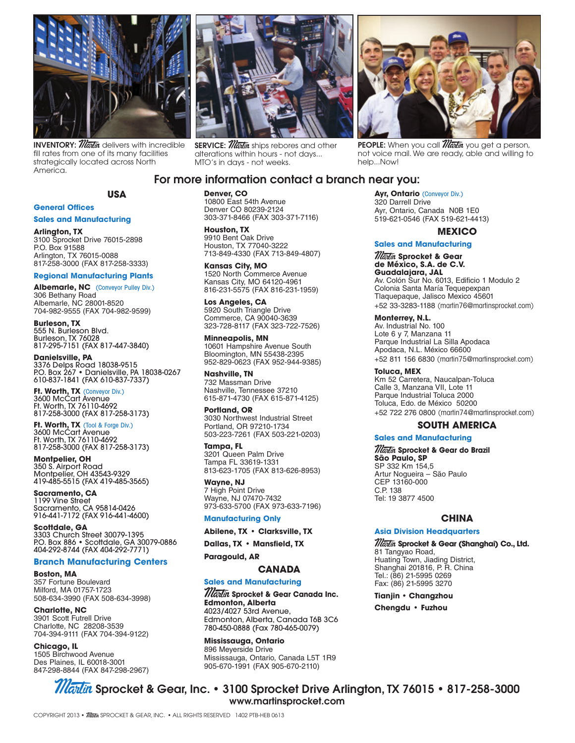**INVENTORY:** *Martin* delivers with incredible fill rates from one of its many facilities strategically located across North America.

**SERVICE:** *Martin* ships rebores and other alterations within hours - not days... MTO's in days - not weeks.

**PEOPLE:** When you call *Martin* you get a person, not voice mail. We are ready, able and willing to help...Now!

## For more information contact a branch near you:

## USA

### General Offices

### Sales and Manufacturing

**Arlington, TX**
3100 Sprocket Drive 76015-2898
P.O. Box 91588
Arlington, TX 76015-0088
817-258-3000 (FAX 817-258-3333)

### Regional Manufacturing Plants

**Albemarle, NC** (Conveyor Pulley Div.)
306 Bethany Road
Albemarle, NC 28001-8520
704-982-9555 (FAX 704-982-9599)

**Burleson, TX**
555 N. Burleson Blvd.
Burleson, TX 76028
817-295-7151 (FAX 817-447-3840)

**Danielsville, PA**
3376 Delps Road 18038-9515
P.O. Box 267 • Danielsville, PA 18038-0267
610-837-1841 (FAX 610-837-7337)

**Ft. Worth, TX** (Conveyor Div.)
3600 McCart Avenue
Ft. Worth, TX 76110-4692
817-258-3000 (FAX 817-258-3173)

**Ft. Worth, TX** (Tool & Forge Div.)
3600 McCart Avenue
Ft. Worth, TX 76110-4692
817-258-3000 (FAX 817-258-3173)

**Montpelier, OH**
350 S. Airport Road
Montpelier, OH 43543-9329
419-485-5515 (FAX 419-485-3565)

**Sacramento, CA**
1199 Vine Street
Sacramento, CA 95814-0426
916-441-7172 (FAX 916-441-4600)

**Scottdale, GA**
3303 Church Street 30079-1395
P.O. Box 886 • Scottdale, GA 30079-0886
404-292-8744 (FAX 404-292-7771)

### Branch Manufacturing Centers

**Boston, MA**
357 Fortune Boulevard
Milford, MA 01757-1723
508-634-3990 (FAX 508-634-3998)

**Charlotte, NC**
3901 Scott Futrell Drive
Charlotte, NC 28208-3539
704-394-9111 (FAX 704-394-9122)

**Chicago, IL**
1505 Birchwood Avenue
Des Plaines, IL 60018-3001
847-298-8844 (FAX 847-298-2967)

**Denver, CO**
10800 East 54th Avenue
Denver CO 80239-2124
303-371-8466 (FAX 303-371-7116)

**Houston, TX**
9910 Bent Oak Drive
Houston, TX 77040-3222
713-849-4330 (FAX 713-849-4807)

**Kansas City, MO**
1520 North Commerce Avenue
Kansas City, MO 64120-4961
816-231-5575 (FAX 816-231-1959)

**Los Angeles, CA**
5920 South Triangle Drive
Commerce, CA 90040-3639
323-728-8117 (FAX 323-722-7526)

**Minneapolis, MN**
10601 Hampshire Avenue South
Bloomington, MN 55438-2395
952-829-0623 (FAX 952-944-9385)

**Nashville, TN**
732 Massman Drive
Nashville, Tennessee 37210
615-871-4730 (FAX 615-871-4125)

**Portland, OR**
3030 Northwest Industrial Street
Portland, OR 97210-1734
503-223-7261 (FAX 503-221-0203)

**Tampa, FL**
3201 Queen Palm Drive
Tampa FL 33619-1331
813-623-1705 (FAX 813-626-8953)

**Wayne, NJ**
7 High Point Drive
Wayne, NJ 07470-7432
973-633-5700 (FAX 973-633-7196)

### Manufacturing Only

**Abilene, TX • Clarksville, TX**

**Dallas, TX • Mansfield, TX**

**Paragould, AR**

## CANADA

### Sales and Manufacturing

***Martin* Sprocket & Gear Canada Inc.**
**Edmonton, Alberta**
4023/4027 53rd Avenue,
Edmonton, Alberta, Canada T6B 3C6
780-450-0888 (Fax 780-465-0079)

**Mississauga, Ontario**
896 Meyerside Drive
Mississauga, Ontario, Canada L5T 1R9
905-670-1991 (FAX 905-670-2110)

**Ayr, Ontario** (Conveyor Div.)
320 Darrell Drive
Ayr, Ontario, Canada N0B 1E0
519-621-0546 (FAX 519-621-4413)

## MEXICO

### Sales and Manufacturing

***Martin* Sprocket & Gear de México, S.A. de C.V.**
**Guadalajara, JAL**
Av. Colón Sur No. 6013, Edificio 1 Modulo 2
Colonia Santa María Tequepexpan
Tlaquepaque, Jalisco Mexico 45601
+52 33-3283-1188 (martin76@martinsprocket.com)

**Monterrey, N.L.**
Av. Industrial No. 100
Lote 6 y 7, Manzana 11
Parque Industrial La Silla Apodaca
Apodaca, N.L. México 66600
+52 811 156 6830 (martin75@martinsprocket.com)

**Toluca, MEX**
Km 52 Carretera, Naucalpan-Toluca
Calle 3, Manzana VII, Lote 11
Parque Industrial Toluca 2000
Toluca, Edo. de México 50200
+52 722 276 0800 (martin74@martinsprocket.com)

## SOUTH AMERICA

### Sales and Manufacturing

***Martin* Sprocket & Gear do Brazil**
**São Paulo, SP**
SP 332 Km 154,5
Artur Nogueira – São Paulo
CEP 13160-000
C.P. 138
Tel: 19 3877 4500

## CHINA

### Asia Division Headquarters

***Martin* Sprocket & Gear (Shanghai) Co., Ltd.**
81 Tangyao Road,
Huating Town, Jiading District,
Shanghai 201816, P. R. China
Tel.: (86) 21-5995 0269
Fax: (86) 21-5995 3270

**Tianjin • Changzhou**

**Chengdu • Fuzhou**

***Martin* Sprocket & Gear, Inc. • 3100 Sprocket Drive Arlington, TX 76015 • 817-258-3000**
**www.martinsprocket.com**

COPYRIGHT 2013 • *Martin* SPROCKET & GEAR, INC. • ALL RIGHTS RESERVED 1402 PTB-HEB 0613